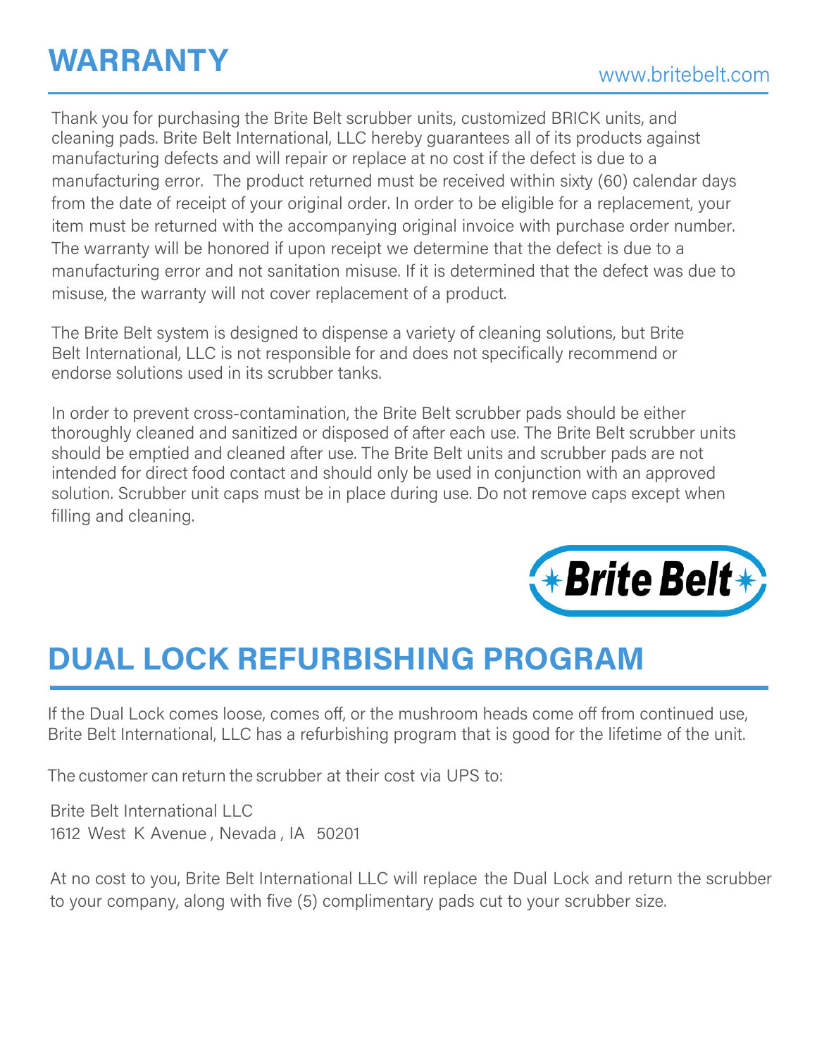# WARRANTY

www.britebelt.com

Thank you for purchasing the Brite Belt scrubber units, customized BRICK units, and cleaning pads. Brite Belt International, LLC hereby guarantees all of its products against manufacturing defects and will repair or replace at no cost if the defect is due to a manufacturing error. The product returned must be received within sixty (60) calendar days from the date of receipt of your original order. In order to be eligible for a replacement, your item must be returned with the accompanying original invoice with purchase order number. The warranty will be honored if upon receipt we determine that the defect is due to a manufacturing error and not sanitation misuse. If it is determined that the defect was due to misuse, the warranty will not cover replacement of a product.

The Brite Belt system is designed to dispense a variety of cleaning solutions, but Brite Belt International, LLC is not responsible for and does not specifically recommend or endorse solutions used in its scrubber tanks.

In order to prevent cross-contamination, the Brite Belt scrubber pads should be either thoroughly cleaned and sanitized or disposed of after each use. The Brite Belt scrubber units should be emptied and cleaned after use. The Brite Belt units and scrubber pads are not intended for direct food contact and should only be used in conjunction with an approved solution. Scrubber unit caps must be in place during use. Do not remove caps except when filling and cleaning.

Brite Belt

# DUAL LOCK REFURBISHING PROGRAM

If the Dual Lock comes loose, comes off, or the mushroom heads come off from continued use, Brite Belt International, LLC has a refurbishing program that is good for the lifetime of the unit.

The customer can return the scrubber at their cost via UPS to:

Brite Belt International LLC
1612 West K Avenue, Nevada, IA 50201

At no cost to you, Brite Belt International LLC will replace the Dual Lock and return the scrubber to your company, along with five (5) complimentary pads cut to your scrubber size.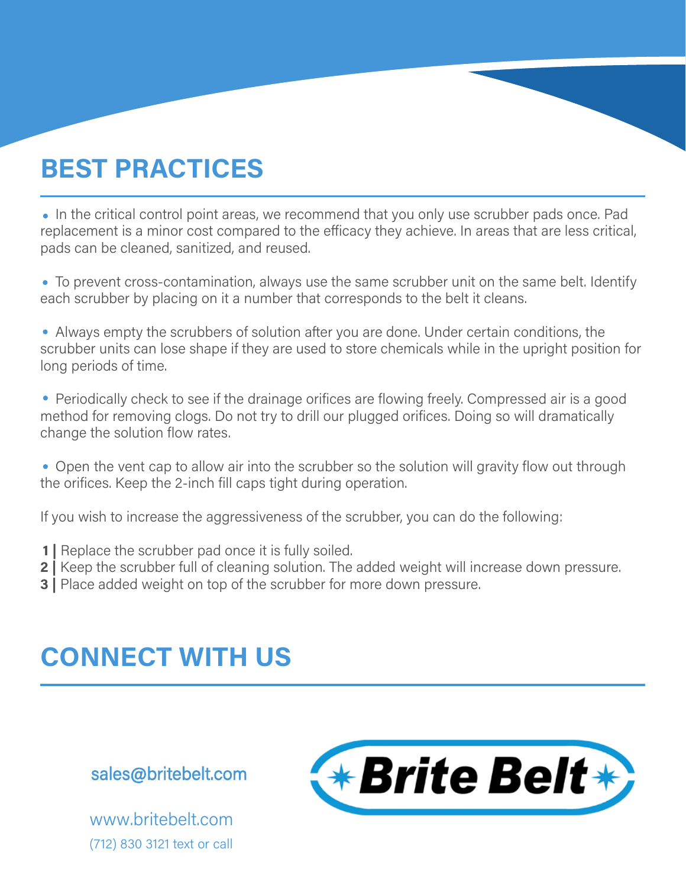## BEST PRACTICES

- In the critical control point areas, we recommend that you only use scrubber pads once. Pad replacement is a minor cost compared to the efficacy they achieve. In areas that are less critical, pads can be cleaned, sanitized, and reused.

- To prevent cross-contamination, always use the same scrubber unit on the same belt. Identify each scrubber by placing on it a number that corresponds to the belt it cleans.

- Always empty the scrubbers of solution after you are done. Under certain conditions, the scrubber units can lose shape if they are used to store chemicals while in the upright position for long periods of time.

- Periodically check to see if the drainage orifices are flowing freely. Compressed air is a good method for removing clogs. Do not try to drill our plugged orifices. Doing so will dramatically change the solution flow rates.

- Open the vent cap to allow air into the scrubber so the solution will gravity flow out through the orifices. Keep the 2-inch fill caps tight during operation.

If you wish to increase the aggressiveness of the scrubber, you can do the following:

**1 |** Replace the scrubber pad once it is fully soiled.
**2 |** Keep the scrubber full of cleaning solution. The added weight will increase down pressure.
**3 |** Place added weight on top of the scrubber for more down pressure.

## CONNECT WITH US

sales@britebelt.com

www.britebelt.com
(712) 830 3121 text or call

Brite Belt